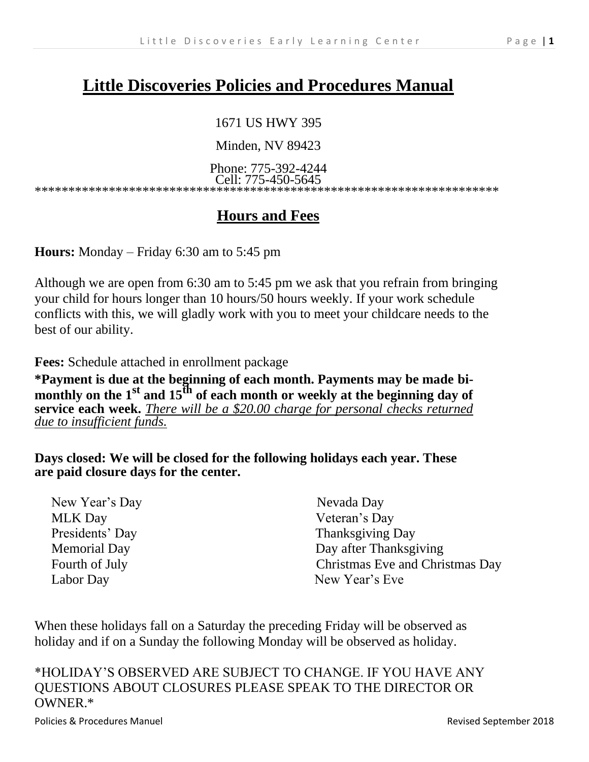# Little Discoveries Policies and Procedures Manual

1671 US HWY 395

Minden, NV 89423

Phone: 775-392-4244
Cell: 775-450-5645

*********************************************************************

## Hours and Fees

**Hours:** Monday – Friday 6:30 am to 5:45 pm

Although we are open from 6:30 am to 5:45 pm we ask that you refrain from bringing your child for hours longer than 10 hours/50 hours weekly. If your work schedule conflicts with this, we will gladly work with you to meet your childcare needs to the best of our ability.

**Fees:** Schedule attached in enrollment package

**\*Payment is due at the beginning of each month. Payments may be made bi-monthly on the 1st and 15th of each month or weekly at the beginning day of service each week.** *There will be a $20.00 charge for personal checks returned due to insufficient funds.*

**Days closed: We will be closed for the following holidays each year. These are paid closure days for the center.**

- New Year's Day
- MLK Day
- Presidents' Day
- Memorial Day
- Fourth of July
- Labor Day
- Nevada Day
- Veteran's Day
- Thanksgiving Day
- Day after Thanksgiving
- Christmas Eve and Christmas Day
- New Year's Eve

When these holidays fall on a Saturday the preceding Friday will be observed as holiday and if on a Sunday the following Monday will be observed as holiday.

*HOLIDAY'S OBSERVED ARE SUBJECT TO CHANGE. IF YOU HAVE ANY QUESTIONS ABOUT CLOSURES PLEASE SPEAK TO THE DIRECTOR OR OWNER.*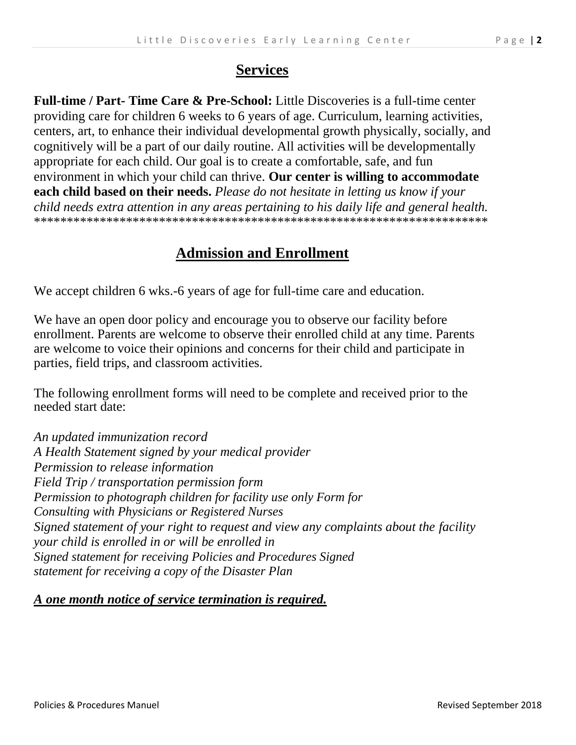## Services

**Full-time / Part- Time Care & Pre-School:** Little Discoveries is a full-time center providing care for children 6 weeks to 6 years of age. Curriculum, learning activities, centers, art, to enhance their individual developmental growth physically, socially, and cognitively will be a part of our daily routine. All activities will be developmentally appropriate for each child. Our goal is to create a comfortable, safe, and fun environment in which your child can thrive. **Our center is willing to accommodate each child based on their needs.** *Please do not hesitate in letting us know if your child needs extra attention in any areas pertaining to his daily life and general health.*
*********************************************************************

## Admission and Enrollment

We accept children 6 wks.-6 years of age for full-time care and education.

We have an open door policy and encourage you to observe our facility before enrollment. Parents are welcome to observe their enrolled child at any time. Parents are welcome to voice their opinions and concerns for their child and participate in parties, field trips, and classroom activities.

The following enrollment forms will need to be complete and received prior to the needed start date:

*An updated immunization record*
*A Health Statement signed by your medical provider*
*Permission to release information*
*Field Trip / transportation permission form*
*Permission to photograph children for facility use only Form for Consulting with Physicians or Registered Nurses*
*Signed statement of your right to request and view any complaints about the facility your child is enrolled in or will be enrolled in*
*Signed statement for receiving Policies and Procedures Signed statement for receiving a copy of the Disaster Plan*

***A one month notice of service termination is required.***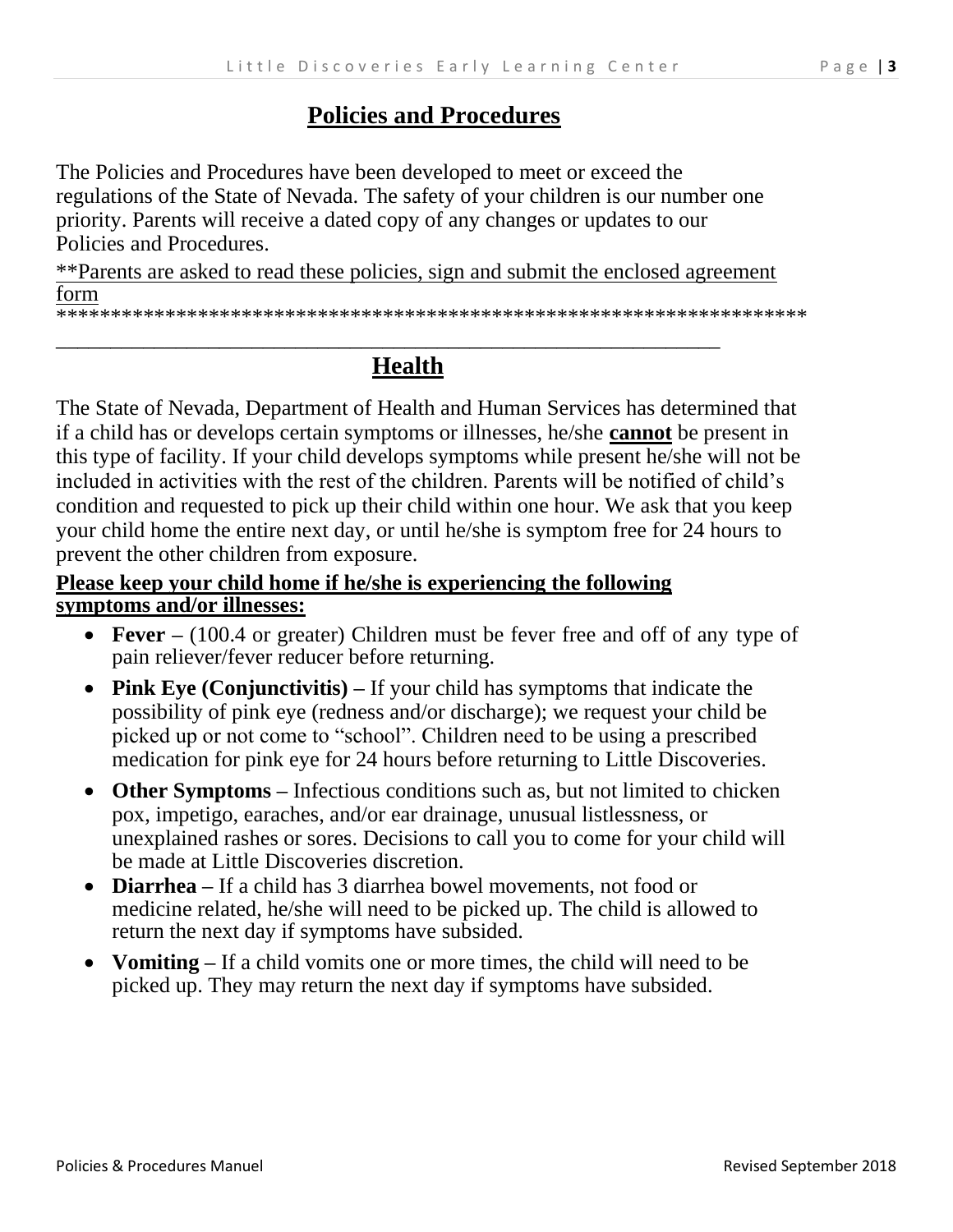# Policies and Procedures

The Policies and Procedures have been developed to meet or exceed the regulations of the State of Nevada. The safety of your children is our number one priority. Parents will receive a dated copy of any changes or updates to our Policies and Procedures.

**Parents are asked to read these policies, sign and submit the enclosed agreement form

*********************************************************************

---

## Health

The State of Nevada, Department of Health and Human Services has determined that if a child has or develops certain symptoms or illnesses, he/she **cannot** be present in this type of facility. If your child develops symptoms while present he/she will not be included in activities with the rest of the children. Parents will be notified of child's condition and requested to pick up their child within one hour. We ask that you keep your child home the entire next day, or until he/she is symptom free for 24 hours to prevent the other children from exposure.

**Please keep your child home if he/she is experiencing the following symptoms and/or illnesses:**

- **Fever –** (100.4 or greater) Children must be fever free and off of any type of pain reliever/fever reducer before returning.
- **Pink Eye (Conjunctivitis) –** If your child has symptoms that indicate the possibility of pink eye (redness and/or discharge); we request your child be picked up or not come to "school". Children need to be using a prescribed medication for pink eye for 24 hours before returning to Little Discoveries.
- **Other Symptoms –** Infectious conditions such as, but not limited to chicken pox, impetigo, earaches, and/or ear drainage, unusual listlessness, or unexplained rashes or sores. Decisions to call you to come for your child will be made at Little Discoveries discretion.
- **Diarrhea –** If a child has 3 diarrhea bowel movements, not food or medicine related, he/she will need to be picked up. The child is allowed to return the next day if symptoms have subsided.
- **Vomiting –** If a child vomits one or more times, the child will need to be picked up. They may return the next day if symptoms have subsided.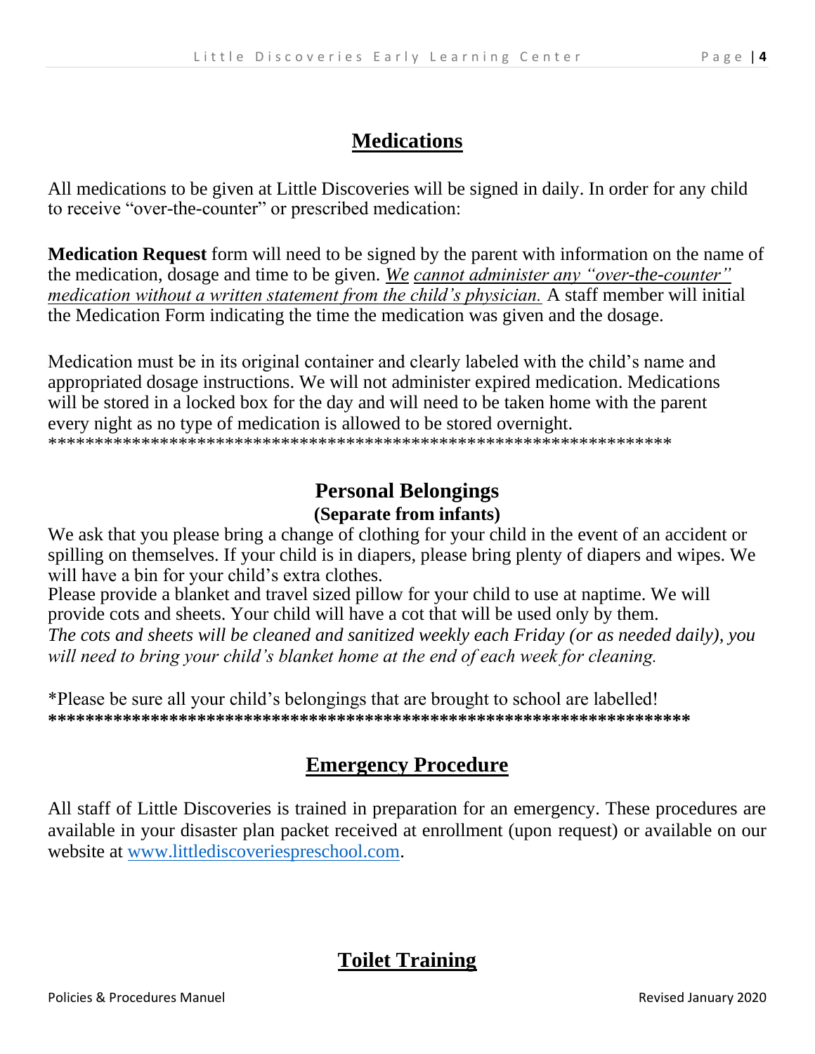## Medications

All medications to be given at Little Discoveries will be signed in daily. In order for any child to receive "over-the-counter" or prescribed medication:

**Medication Request** form will need to be signed by the parent with information on the name of the medication, dosage and time to be given. *We cannot administer any "over-the-counter" medication without a written statement from the child's physician.* A staff member will initial the Medication Form indicating the time the medication was given and the dosage.

Medication must be in its original container and clearly labeled with the child's name and appropriated dosage instructions. We will not administer expired medication. Medications will be stored in a locked box for the day and will need to be taken home with the parent every night as no type of medication is allowed to be stored overnight.

*******************************************************************

## Personal Belongings

**(Separate from infants)**

We ask that you please bring a change of clothing for your child in the event of an accident or spilling on themselves. If your child is in diapers, please bring plenty of diapers and wipes. We will have a bin for your child's extra clothes.

Please provide a blanket and travel sized pillow for your child to use at naptime. We will provide cots and sheets. Your child will have a cot that will be used only by them.

*The cots and sheets will be cleaned and sanitized weekly each Friday (or as needed daily), you will need to bring your child's blanket home at the end of each week for cleaning.*

*Please be sure all your child's belongings that are brought to school are labelled!

*******************************************************************

## Emergency Procedure

All staff of Little Discoveries is trained in preparation for an emergency. These procedures are available in your disaster plan packet received at enrollment (upon request) or available on our website at www.littlediscoveriespreschool.com.

## Toilet Training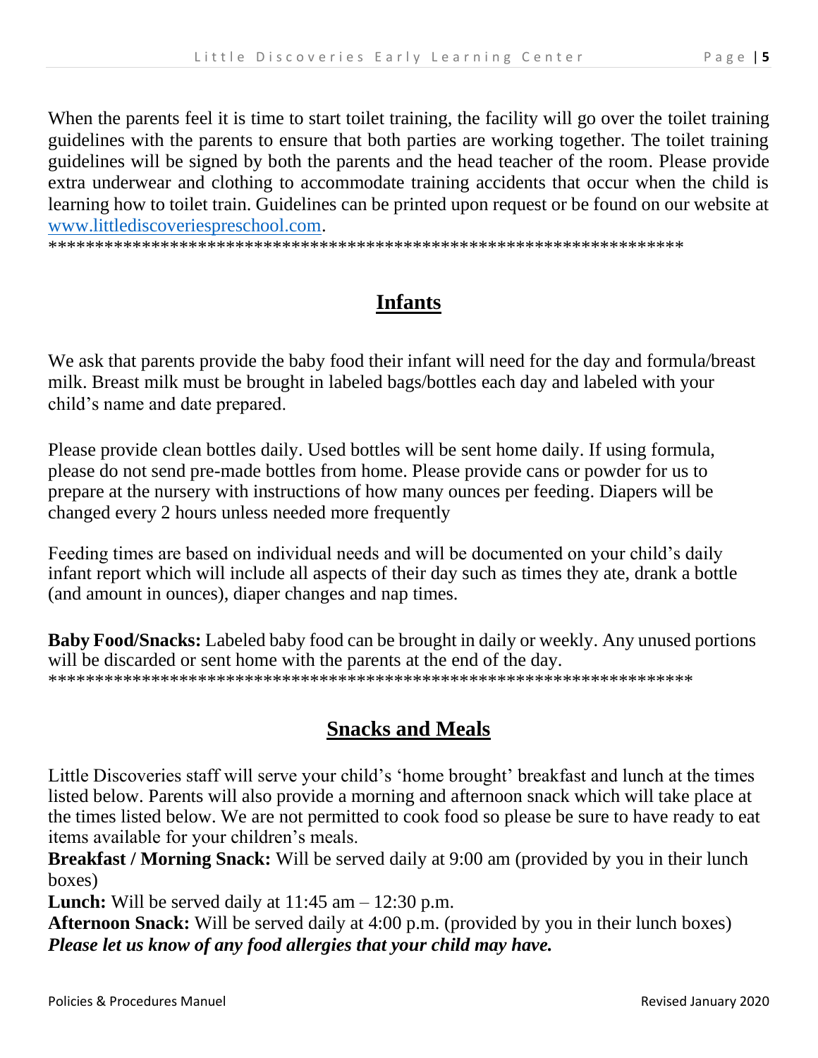When the parents feel it is time to start toilet training, the facility will go over the toilet training guidelines with the parents to ensure that both parties are working together. The toilet training guidelines will be signed by both the parents and the head teacher of the room. Please provide extra underwear and clothing to accommodate training accidents that occur when the child is learning how to toilet train. Guidelines can be printed upon request or be found on our website at [www.littlediscoveriespreschool.com](http://www.littlediscoveriespreschool.com).

********************************************************************

## Infants

We ask that parents provide the baby food their infant will need for the day and formula/breast milk. Breast milk must be brought in labeled bags/bottles each day and labeled with your child's name and date prepared.

Please provide clean bottles daily. Used bottles will be sent home daily. If using formula, please do not send pre-made bottles from home. Please provide cans or powder for us to prepare at the nursery with instructions of how many ounces per feeding. Diapers will be changed every 2 hours unless needed more frequently

Feeding times are based on individual needs and will be documented on your child's daily infant report which will include all aspects of their day such as times they ate, drank a bottle (and amount in ounces), diaper changes and nap times.

**Baby Food/Snacks:** Labeled baby food can be brought in daily or weekly. Any unused portions will be discarded or sent home with the parents at the end of the day.

********************************************************************

## Snacks and Meals

Little Discoveries staff will serve your child's 'home brought' breakfast and lunch at the times listed below. Parents will also provide a morning and afternoon snack which will take place at the times listed below. We are not permitted to cook food so please be sure to have ready to eat items available for your children's meals.

**Breakfast / Morning Snack:** Will be served daily at 9:00 am (provided by you in their lunch boxes)

**Lunch:** Will be served daily at 11:45 am – 12:30 p.m.

**Afternoon Snack:** Will be served daily at 4:00 p.m. (provided by you in their lunch boxes)

***Please let us know of any food allergies that your child may have.***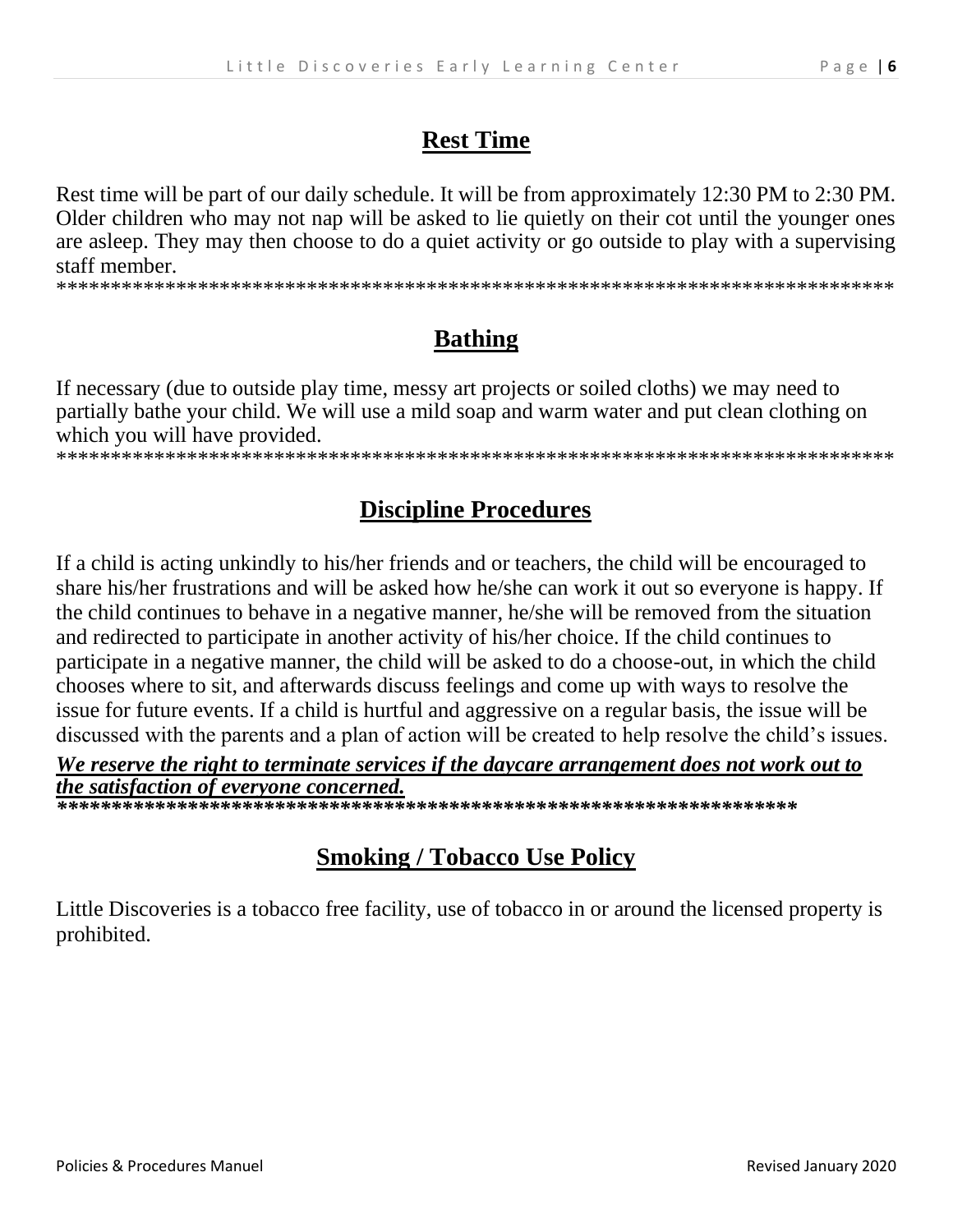## Rest Time

Rest time will be part of our daily schedule. It will be from approximately 12:30 PM to 2:30 PM. Older children who may not nap will be asked to lie quietly on their cot until the younger ones are asleep. They may then choose to do a quiet activity or go outside to play with a supervising staff member.

********************************************************************************

## Bathing

If necessary (due to outside play time, messy art projects or soiled cloths) we may need to partially bathe your child. We will use a mild soap and warm water and put clean clothing on which you will have provided.

********************************************************************************

## Discipline Procedures

If a child is acting unkindly to his/her friends and or teachers, the child will be encouraged to share his/her frustrations and will be asked how he/she can work it out so everyone is happy. If the child continues to behave in a negative manner, he/she will be removed from the situation and redirected to participate in another activity of his/her choice. If the child continues to participate in a negative manner, the child will be asked to do a choose-out, in which the child chooses where to sit, and afterwards discuss feelings and come up with ways to resolve the issue for future events. If a child is hurtful and aggressive on a regular basis, the issue will be discussed with the parents and a plan of action will be created to help resolve the child's issues.

***We reserve the right to terminate services if the daycare arrangement does not work out to the satisfaction of everyone concerned.***

********************************************************************

## Smoking / Tobacco Use Policy

Little Discoveries is a tobacco free facility, use of tobacco in or around the licensed property is prohibited.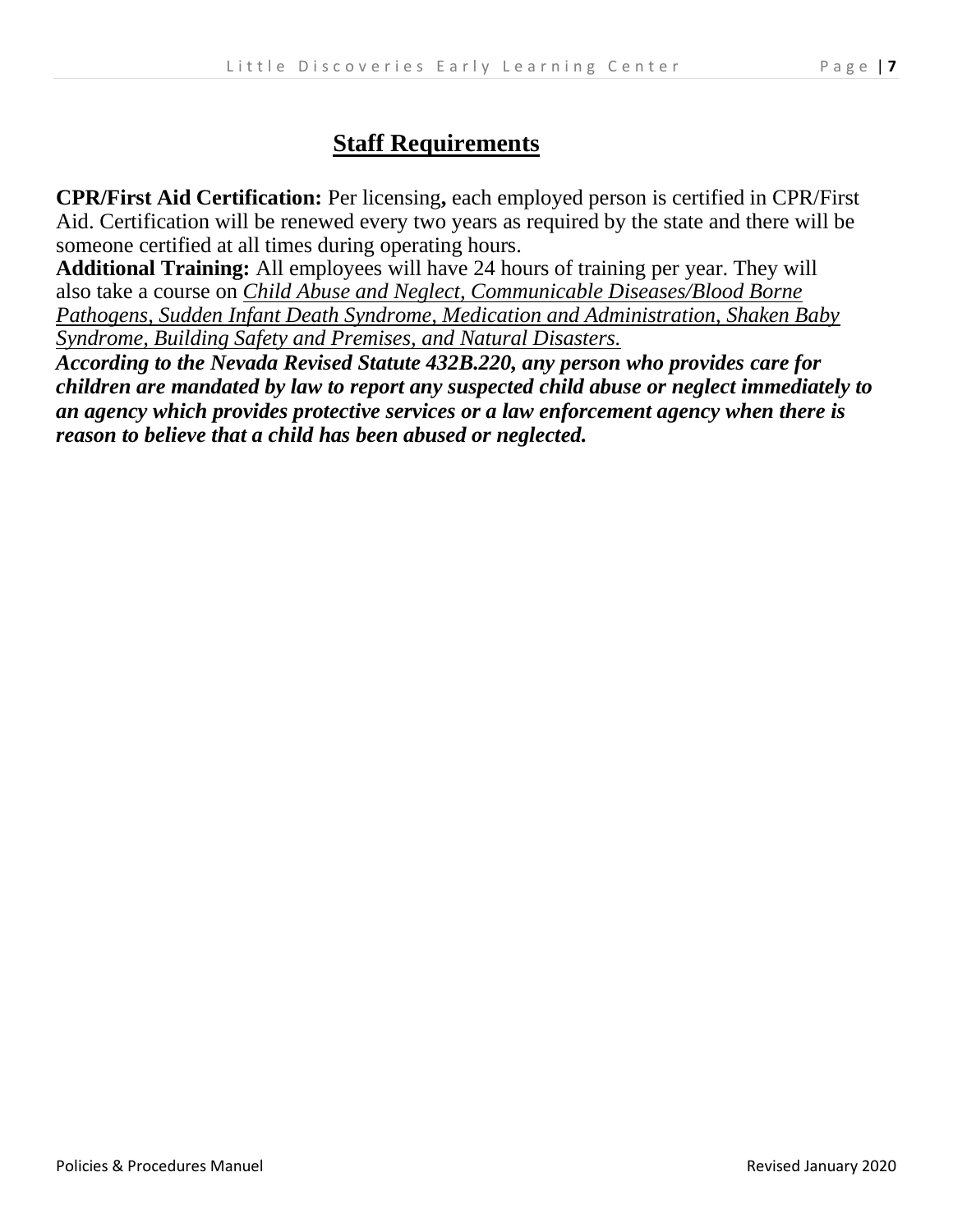## Staff Requirements

**CPR/First Aid Certification:** Per licensing**,** each employed person is certified in CPR/First Aid. Certification will be renewed every two years as required by the state and there will be someone certified at all times during operating hours.

**Additional Training:** All employees will have 24 hours of training per year. They will also take a course on *<u>Child Abuse and Neglect, Communicable Diseases/Blood Borne Pathogens, Sudden Infant Death Syndrome, Medication and Administration, Shaken Baby Syndrome, Building Safety and Premises, and Natural Disasters.</u>*

***According to the Nevada Revised Statute 432B.220, any person who provides care for children are mandated by law to report any suspected child abuse or neglect immediately to an agency which provides protective services or a law enforcement agency when there is reason to believe that a child has been abused or neglected.***